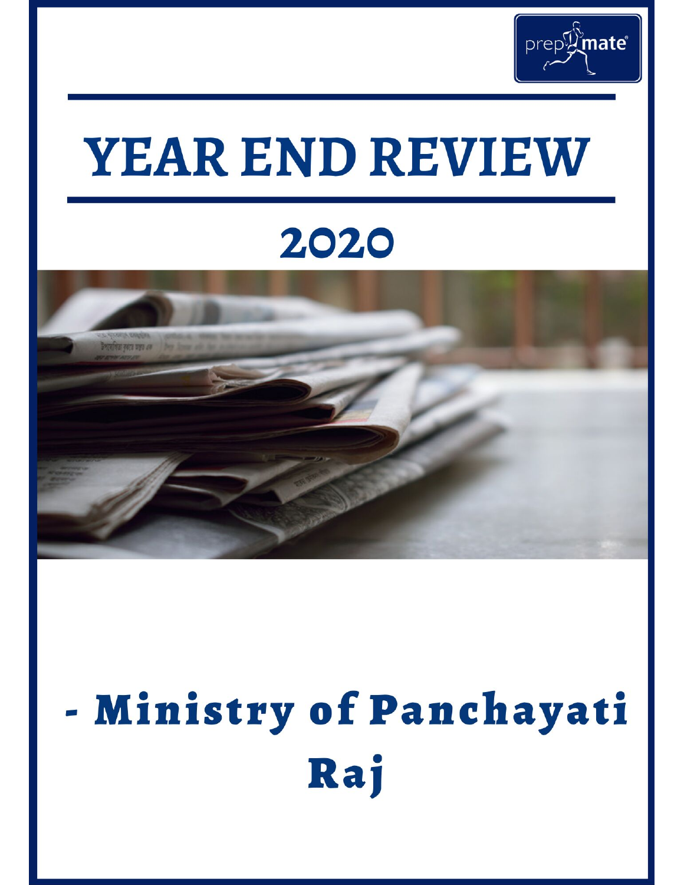prepmate

# YEAR END REVIEW

## 2020

# - Ministry of Panchayati Raj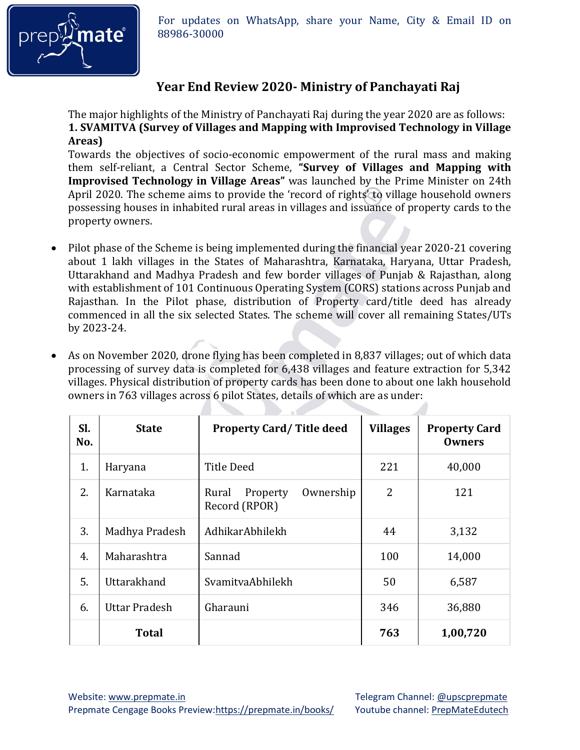# Year End Review 2020- Ministry of Panchayati Raj

The major highlights of the Ministry of Panchayati Raj during the year 2020 are as follows:

**1. SVAMITVA (Survey of Villages and Mapping with Improvised Technology in Village Areas)**

Towards the objectives of socio-economic empowerment of the rural mass and making them self-reliant, a Central Sector Scheme, **"Survey of Villages and Mapping with Improvised Technology in Village Areas"** was launched by the Prime Minister on 24th April 2020. The scheme aims to provide the 'record of rights' to village household owners possessing houses in inhabited rural areas in villages and issuance of property cards to the property owners.

- Pilot phase of the Scheme is being implemented during the financial year 2020-21 covering about 1 lakh villages in the States of Maharashtra, Karnataka, Haryana, Uttar Pradesh, Uttarakhand and Madhya Pradesh and few border villages of Punjab & Rajasthan, along with establishment of 101 Continuous Operating System (CORS) stations across Punjab and Rajasthan. In the Pilot phase, distribution of Property card/title deed has already commenced in all the six selected States. The scheme will cover all remaining States/UTs by 2023-24.

- As on November 2020, drone flying has been completed in 8,837 villages; out of which data processing of survey data is completed for 6,438 villages and feature extraction for 5,342 villages. Physical distribution of property cards has been done to about one lakh household owners in 763 villages across 6 pilot States, details of which are as under:

| Sl. No. | State | Property Card/ Title deed | Villages | Property Card Owners |
|---|---|---|---|---|
| 1. | Haryana | Title Deed | 221 | 40,000 |
| 2. | Karnataka | Rural Property Ownership Record (RPOR) | 2 | 121 |
| 3. | Madhya Pradesh | AdhikarAbhilekh | 44 | 3,132 |
| 4. | Maharashtra | Sannad | 100 | 14,000 |
| 5. | Uttarakhand | SvamitvaAbhilekh | 50 | 6,587 |
| 6. | Uttar Pradesh | Gharauni | 346 | 36,880 |
| | **Total** | | **763** | **1,00,720** |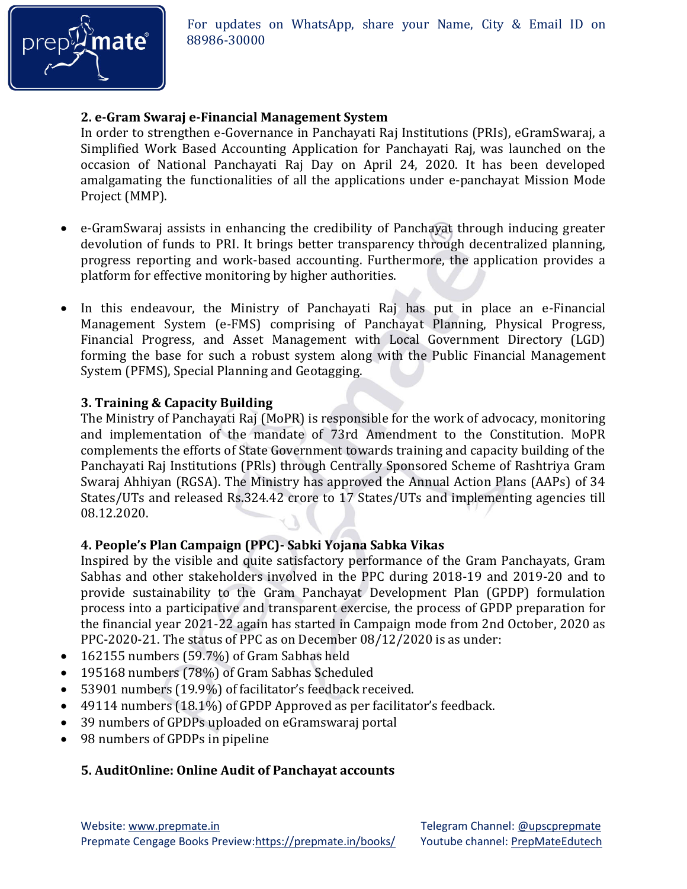### 2. e-Gram Swaraj e-Financial Management System

In order to strengthen e-Governance in Panchayati Raj Institutions (PRIs), eGramSwaraj, a Simplified Work Based Accounting Application for Panchayati Raj, was launched on the occasion of National Panchayati Raj Day on April 24, 2020. It has been developed amalgamating the functionalities of all the applications under e-panchayat Mission Mode Project (MMP).

- e-GramSwaraj assists in enhancing the credibility of Panchayat through inducing greater devolution of funds to PRI. It brings better transparency through decentralized planning, progress reporting and work-based accounting. Furthermore, the application provides a platform for effective monitoring by higher authorities.

- In this endeavour, the Ministry of Panchayati Raj has put in place an e-Financial Management System (e-FMS) comprising of Panchayat Planning, Physical Progress, Financial Progress, and Asset Management with Local Government Directory (LGD) forming the base for such a robust system along with the Public Financial Management System (PFMS), Special Planning and Geotagging.

### 3. Training & Capacity Building

The Ministry of Panchayati Raj (MoPR) is responsible for the work of advocacy, monitoring and implementation of the mandate of 73rd Amendment to the Constitution. MoPR complements the efforts of State Government towards training and capacity building of the Panchayati Raj Institutions (PRIs) through Centrally Sponsored Scheme of Rashtriya Gram Swaraj Ahhiyan (RGSA). The Ministry has approved the Annual Action Plans (AAPs) of 34 States/UTs and released Rs.324.42 crore to 17 States/UTs and implementing agencies till 08.12.2020.

### 4. People's Plan Campaign (PPC)- Sabki Yojana Sabka Vikas

Inspired by the visible and quite satisfactory performance of the Gram Panchayats, Gram Sabhas and other stakeholders involved in the PPC during 2018-19 and 2019-20 and to provide sustainability to the Gram Panchayat Development Plan (GPDP) formulation process into a participative and transparent exercise, the process of GPDP preparation for the financial year 2021-22 again has started in Campaign mode from 2nd October, 2020 as PPC-2020-21. The status of PPC as on December 08/12/2020 is as under:

- 162155 numbers (59.7%) of Gram Sabhas held
- 195168 numbers (78%) of Gram Sabhas Scheduled
- 53901 numbers (19.9%) of facilitator's feedback received.
- 49114 numbers (18.1%) of GPDP Approved as per facilitator's feedback.
- 39 numbers of GPDPs uploaded on eGramswaraj portal
- 98 numbers of GPDPs in pipeline

### 5. AuditOnline: Online Audit of Panchayat accounts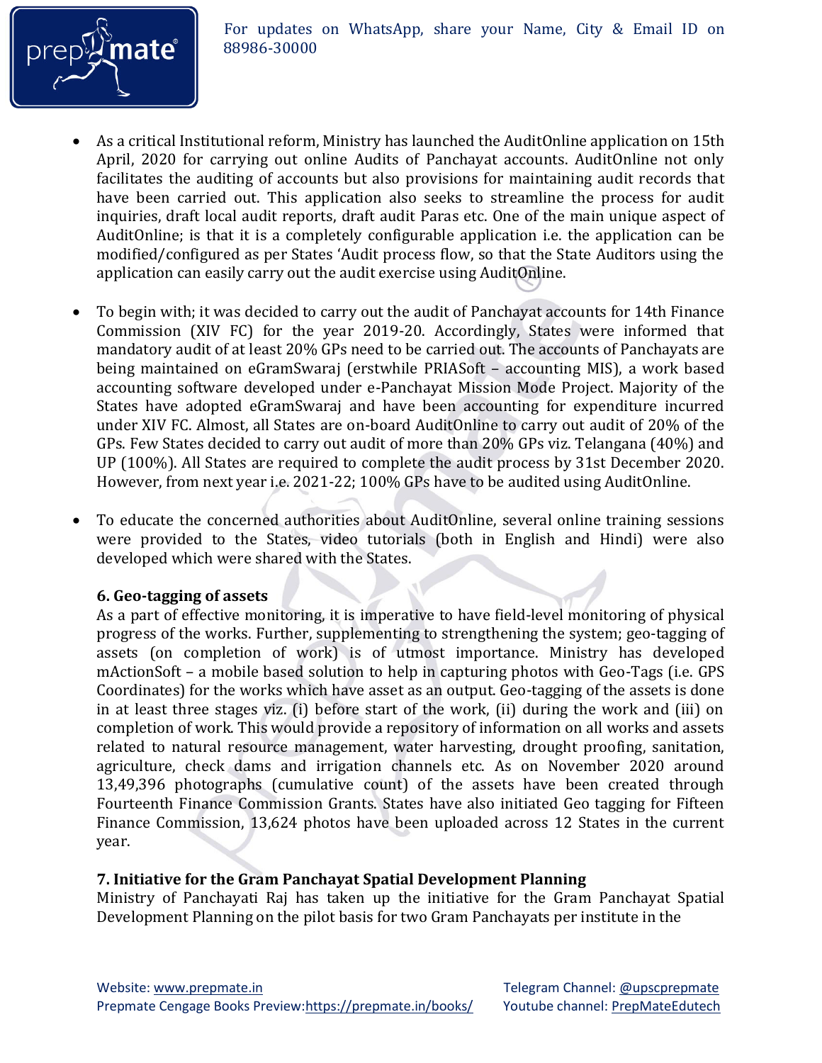- As a critical Institutional reform, Ministry has launched the AuditOnline application on 15th April, 2020 for carrying out online Audits of Panchayat accounts. AuditOnline not only facilitates the auditing of accounts but also provisions for maintaining audit records that have been carried out. This application also seeks to streamline the process for audit inquiries, draft local audit reports, draft audit Paras etc. One of the main unique aspect of AuditOnline; is that it is a completely configurable application i.e. the application can be modified/configured as per States 'Audit process flow, so that the State Auditors using the application can easily carry out the audit exercise using AuditOnline.

- To begin with; it was decided to carry out the audit of Panchayat accounts for 14th Finance Commission (XIV FC) for the year 2019-20. Accordingly, States were informed that mandatory audit of at least 20% GPs need to be carried out. The accounts of Panchayats are being maintained on eGramSwaraj (erstwhile PRIASoft – accounting MIS), a work based accounting software developed under e-Panchayat Mission Mode Project. Majority of the States have adopted eGramSwaraj and have been accounting for expenditure incurred under XIV FC. Almost, all States are on-board AuditOnline to carry out audit of 20% of the GPs. Few States decided to carry out audit of more than 20% GPs viz. Telangana (40%) and UP (100%). All States are required to complete the audit process by 31st December 2020. However, from next year i.e. 2021-22; 100% GPs have to be audited using AuditOnline.

- To educate the concerned authorities about AuditOnline, several online training sessions were provided to the States, video tutorials (both in English and Hindi) were also developed which were shared with the States.

**6. Geo-tagging of assets**

As a part of effective monitoring, it is imperative to have field-level monitoring of physical progress of the works. Further, supplementing to strengthening the system; geo-tagging of assets (on completion of work) is of utmost importance. Ministry has developed mActionSoft – a mobile based solution to help in capturing photos with Geo-Tags (i.e. GPS Coordinates) for the works which have asset as an output. Geo-tagging of the assets is done in at least three stages viz. (i) before start of the work, (ii) during the work and (iii) on completion of work. This would provide a repository of information on all works and assets related to natural resource management, water harvesting, drought proofing, sanitation, agriculture, check dams and irrigation channels etc. As on November 2020 around 13,49,396 photographs (cumulative count) of the assets have been created through Fourteenth Finance Commission Grants. States have also initiated Geo tagging for Fifteen Finance Commission, 13,624 photos have been uploaded across 12 States in the current year.

**7. Initiative for the Gram Panchayat Spatial Development Planning**

Ministry of Panchayati Raj has taken up the initiative for the Gram Panchayat Spatial Development Planning on the pilot basis for two Gram Panchayats per institute in the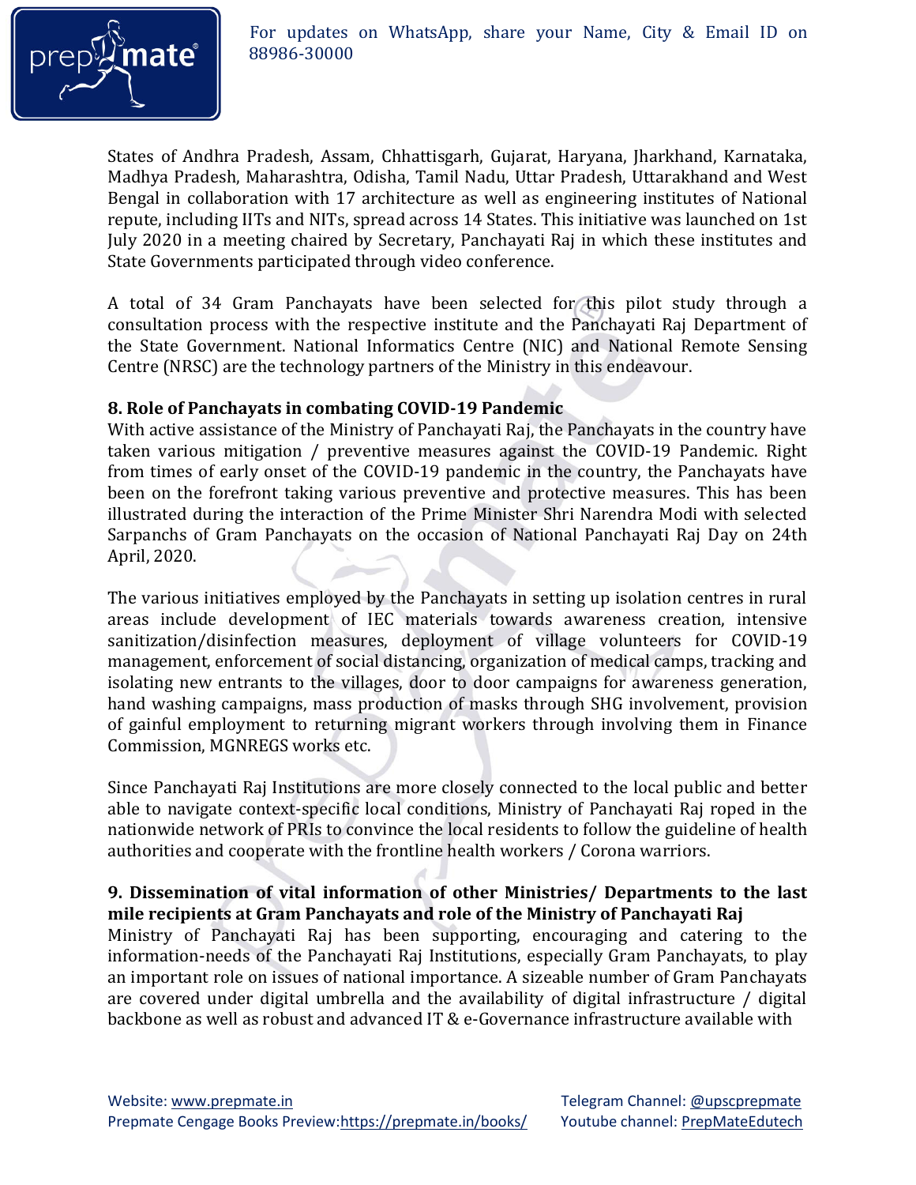States of Andhra Pradesh, Assam, Chhattisgarh, Gujarat, Haryana, Jharkhand, Karnataka, Madhya Pradesh, Maharashtra, Odisha, Tamil Nadu, Uttar Pradesh, Uttarakhand and West Bengal in collaboration with 17 architecture as well as engineering institutes of National repute, including IITs and NITs, spread across 14 States. This initiative was launched on 1st July 2020 in a meeting chaired by Secretary, Panchayati Raj in which these institutes and State Governments participated through video conference.

A total of 34 Gram Panchayats have been selected for this pilot study through a consultation process with the respective institute and the Panchayati Raj Department of the State Government. National Informatics Centre (NIC) and National Remote Sensing Centre (NRSC) are the technology partners of the Ministry in this endeavour.

### 8. Role of Panchayats in combating COVID-19 Pandemic

With active assistance of the Ministry of Panchayati Raj, the Panchayats in the country have taken various mitigation / preventive measures against the COVID-19 Pandemic. Right from times of early onset of the COVID-19 pandemic in the country, the Panchayats have been on the forefront taking various preventive and protective measures. This has been illustrated during the interaction of the Prime Minister Shri Narendra Modi with selected Sarpanchs of Gram Panchayats on the occasion of National Panchayati Raj Day on 24th April, 2020.

The various initiatives employed by the Panchayats in setting up isolation centres in rural areas include development of IEC materials towards awareness creation, intensive sanitization/disinfection measures, deployment of village volunteers for COVID-19 management, enforcement of social distancing, organization of medical camps, tracking and isolating new entrants to the villages, door to door campaigns for awareness generation, hand washing campaigns, mass production of masks through SHG involvement, provision of gainful employment to returning migrant workers through involving them in Finance Commission, MGNREGS works etc.

Since Panchayati Raj Institutions are more closely connected to the local public and better able to navigate context-specific local conditions, Ministry of Panchayati Raj roped in the nationwide network of PRIs to convince the local residents to follow the guideline of health authorities and cooperate with the frontline health workers / Corona warriors.

### 9. Dissemination of vital information of other Ministries/ Departments to the last mile recipients at Gram Panchayats and role of the Ministry of Panchayati Raj

Ministry of Panchayati Raj has been supporting, encouraging and catering to the information-needs of the Panchayati Raj Institutions, especially Gram Panchayats, to play an important role on issues of national importance. A sizeable number of Gram Panchayats are covered under digital umbrella and the availability of digital infrastructure / digital backbone as well as robust and advanced IT & e-Governance infrastructure available with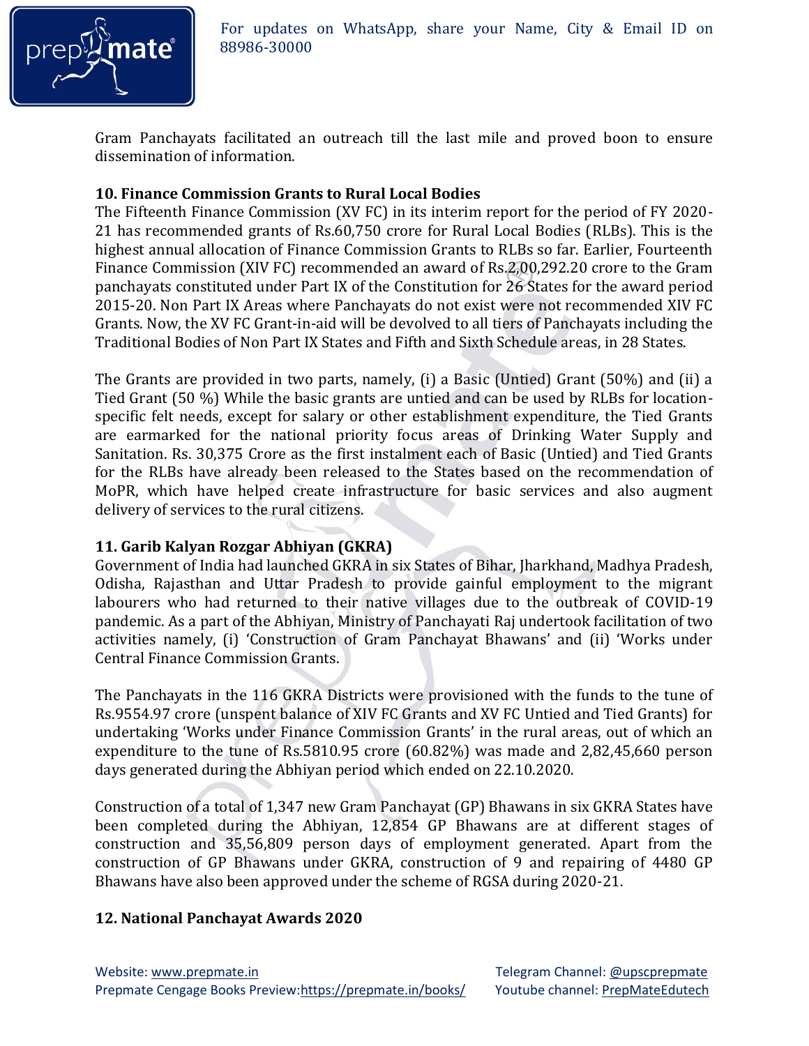Gram Panchayats facilitated an outreach till the last mile and proved boon to ensure dissemination of information.

**10. Finance Commission Grants to Rural Local Bodies**

The Fifteenth Finance Commission (XV FC) in its interim report for the period of FY 2020-21 has recommended grants of Rs.60,750 crore for Rural Local Bodies (RLBs). This is the highest annual allocation of Finance Commission Grants to RLBs so far. Earlier, Fourteenth Finance Commission (XIV FC) recommended an award of Rs.2,00,292.20 crore to the Gram panchayats constituted under Part IX of the Constitution for 26 States for the award period 2015-20. Non Part IX Areas where Panchayats do not exist were not recommended XIV FC Grants. Now, the XV FC Grant-in-aid will be devolved to all tiers of Panchayats including the Traditional Bodies of Non Part IX States and Fifth and Sixth Schedule areas, in 28 States.

The Grants are provided in two parts, namely, (i) a Basic (Untied) Grant (50%) and (ii) a Tied Grant (50 %) While the basic grants are untied and can be used by RLBs for location-specific felt needs, except for salary or other establishment expenditure, the Tied Grants are earmarked for the national priority focus areas of Drinking Water Supply and Sanitation. Rs. 30,375 Crore as the first instalment each of Basic (Untied) and Tied Grants for the RLBs have already been released to the States based on the recommendation of MoPR, which have helped create infrastructure for basic services and also augment delivery of services to the rural citizens.

**11. Garib Kalyan Rozgar Abhiyan (GKRA)**

Government of India had launched GKRA in six States of Bihar, Jharkhand, Madhya Pradesh, Odisha, Rajasthan and Uttar Pradesh to provide gainful employment to the migrant labourers who had returned to their native villages due to the outbreak of COVID-19 pandemic. As a part of the Abhiyan, Ministry of Panchayati Raj undertook facilitation of two activities namely, (i) 'Construction of Gram Panchayat Bhawans' and (ii) 'Works under Central Finance Commission Grants.

The Panchayats in the 116 GKRA Districts were provisioned with the funds to the tune of Rs.9554.97 crore (unspent balance of XIV FC Grants and XV FC Untied and Tied Grants) for undertaking 'Works under Finance Commission Grants' in the rural areas, out of which an expenditure to the tune of Rs.5810.95 crore (60.82%) was made and 2,82,45,660 person days generated during the Abhiyan period which ended on 22.10.2020.

Construction of a total of 1,347 new Gram Panchayat (GP) Bhawans in six GKRA States have been completed during the Abhiyan, 12,854 GP Bhawans are at different stages of construction and 35,56,809 person days of employment generated. Apart from the construction of GP Bhawans under GKRA, construction of 9 and repairing of 4480 GP Bhawans have also been approved under the scheme of RGSA during 2020-21.

**12. National Panchayat Awards 2020**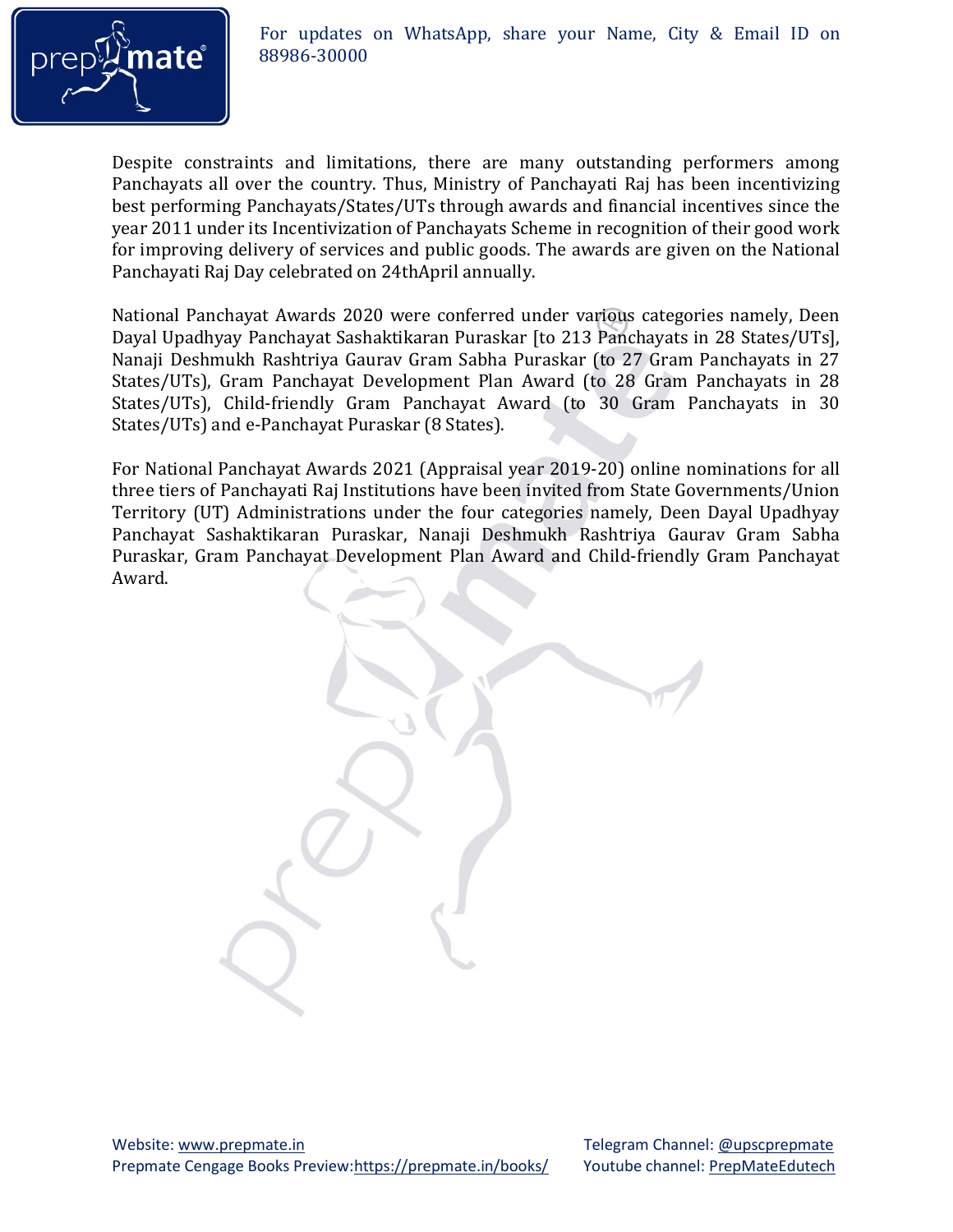Despite constraints and limitations, there are many outstanding performers among Panchayats all over the country. Thus, Ministry of Panchayati Raj has been incentivizing best performing Panchayats/States/UTs through awards and financial incentives since the year 2011 under its Incentivization of Panchayats Scheme in recognition of their good work for improving delivery of services and public goods. The awards are given on the National Panchayati Raj Day celebrated on 24thApril annually.

National Panchayat Awards 2020 were conferred under various categories namely, Deen Dayal Upadhyay Panchayat Sashaktikaran Puraskar [to 213 Panchayats in 28 States/UTs], Nanaji Deshmukh Rashtriya Gaurav Gram Sabha Puraskar (to 27 Gram Panchayats in 27 States/UTs), Gram Panchayat Development Plan Award (to 28 Gram Panchayats in 28 States/UTs), Child-friendly Gram Panchayat Award (to 30 Gram Panchayats in 30 States/UTs) and e-Panchayat Puraskar (8 States).

For National Panchayat Awards 2021 (Appraisal year 2019-20) online nominations for all three tiers of Panchayati Raj Institutions have been invited from State Governments/Union Territory (UT) Administrations under the four categories namely, Deen Dayal Upadhyay Panchayat Sashaktikaran Puraskar, Nanaji Deshmukh Rashtriya Gaurav Gram Sabha Puraskar, Gram Panchayat Development Plan Award and Child-friendly Gram Panchayat Award.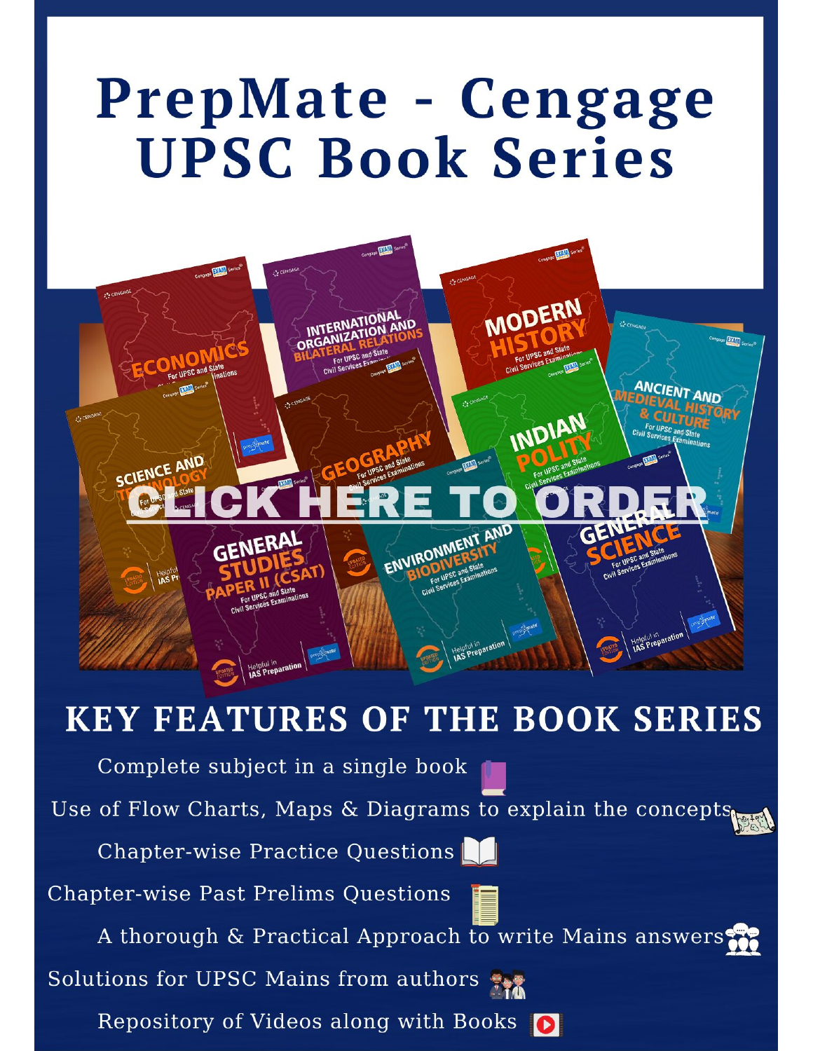# PrepMate - Cengage UPSC Book Series

CLICK HERE TO ORDER

## KEY FEATURES OF THE BOOK SERIES

- Complete subject in a single book
- Use of Flow Charts, Maps & Diagrams to explain the concepts
- Chapter-wise Practice Questions
- Chapter-wise Past Prelims Questions
- A thorough & Practical Approach to write Mains answers
- Solutions for UPSC Mains from authors
- Repository of Videos along with Books